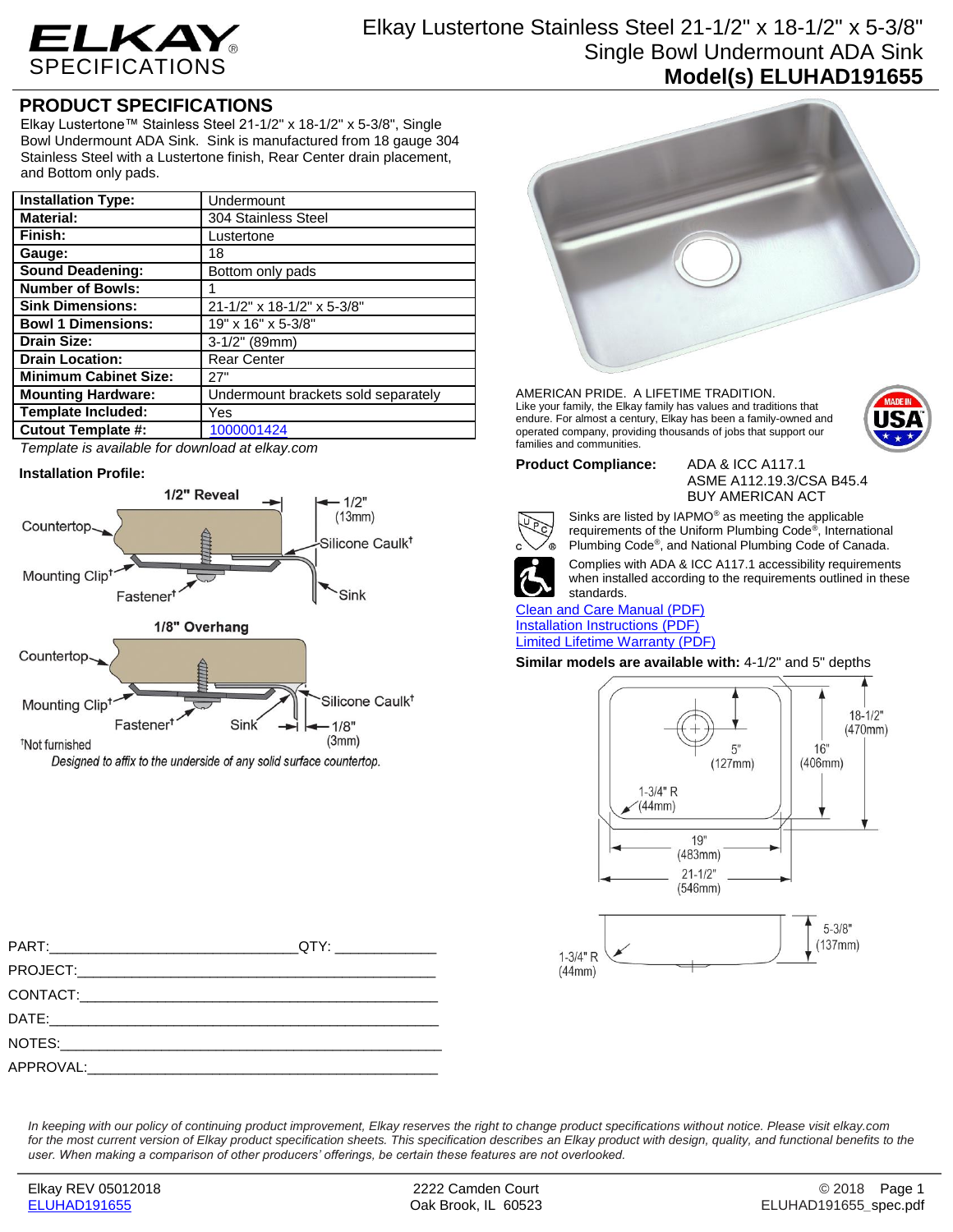# Elkay Lustertone Stainless Steel 21-1/2" x 18-1/2" x 5-3/8" Single Bowl Undermount ADA Sink

## Model(s) ELUHAD191655

## PRODUCT SPECIFICATIONS

Elkay Lustertone™ Stainless Steel 21-1/2" x 18-1/2" x 5-3/8", Single Bowl Undermount ADA Sink. Sink is manufactured from 18 gauge 304 Stainless Steel with a Lustertone finish, Rear Center drain placement, and Bottom only pads.

| | |
|---|---|
| **Installation Type:** | Undermount |
| **Material:** | 304 Stainless Steel |
| **Finish:** | Lustertone |
| **Gauge:** | 18 |
| **Sound Deadening:** | Bottom only pads |
| **Number of Bowls:** | 1 |
| **Sink Dimensions:** | 21-1/2" x 18-1/2" x 5-3/8" |
| **Bowl 1 Dimensions:** | 19" x 16" x 5-3/8" |
| **Drain Size:** | 3-1/2" (89mm) |
| **Drain Location:** | Rear Center |
| **Minimum Cabinet Size:** | 27" |
| **Mounting Hardware:** | Undermount brackets sold separately |
| **Template Included:** | Yes |
| **Cutout Template #:** | 1000001424 |

*Template is available for download at elkay.com*

**Installation Profile:**

1/2" Reveal — Countertop, Mounting Clip†, Fastener†, Silicone Caulk†, Sink, 1/2" (13mm)

1/8" Overhang — Countertop, Mounting Clip†, Fastener†, Sink, Silicone Caulk†, 1/8" (3mm)

†Not furnished

*Designed to affix to the underside of any solid surface countertop.*

AMERICAN PRIDE. A LIFETIME TRADITION.
Like your family, the Elkay family has values and traditions that endure. For almost a century, Elkay has been a family-owned and operated company, providing thousands of jobs that support our families and communities.

MADE IN USA

**Product Compliance:** ADA & ICC A117.1
ASME A112.19.3/CSA B45.4
BUY AMERICAN ACT

Sinks are listed by IAPMO® as meeting the applicable requirements of the Uniform Plumbing Code®, International Plumbing Code®, and National Plumbing Code of Canada.

Complies with ADA & ICC A117.1 accessibility requirements when installed according to the requirements outlined in these standards.

Clean and Care Manual (PDF)
Installation Instructions (PDF)
Limited Lifetime Warranty (PDF)

**Similar models are available with:** 4-1/2" and 5" depths

Dimensions: 18-1/2" (470mm); 16" (406mm); 5" (127mm); 1-3/4" R (44mm); 19" (483mm); 21-1/2" (546mm); 5-3/8" (137mm); 1-3/4" R (44mm)

PART:_______________________________QTY: _____________

PROJECT:____________________________________________

CONTACT:____________________________________________

DATE:_______________________________________________

NOTES:______________________________________________

APPROVAL:___________________________________________

*In keeping with our policy of continuing product improvement, Elkay reserves the right to change product specifications without notice. Please visit elkay.com for the most current version of Elkay product specification sheets. This specification describes an Elkay product with design, quality, and functional benefits to the user. When making a comparison of other producers' offerings, be certain these features are not overlooked.*

Elkay REV 05012018 | 2222 Camden Court, Oak Brook, IL 60523 | © 2018
ELUHAD191655 | ELUHAD191655_spec.pdf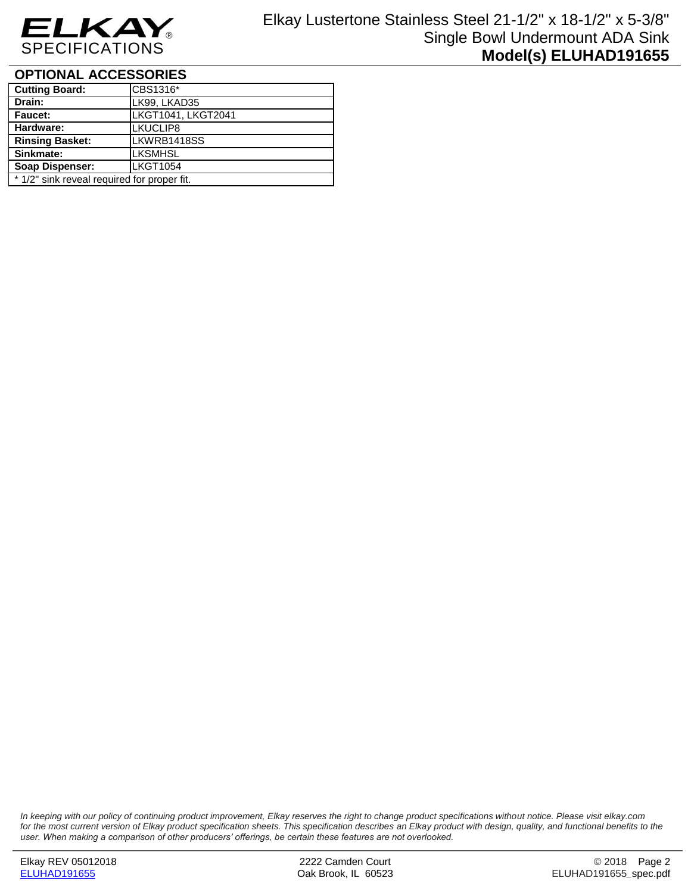## OPTIONAL ACCESSORIES

| | |
|---|---|
| **Cutting Board:** | CBS1316* |
| **Drain:** | LK99, LKAD35 |
| **Faucet:** | LKGT1041, LKGT2041 |
| **Hardware:** | LKUCLIP8 |
| **Rinsing Basket:** | LKWRB1418SS |
| **Sinkmate:** | LKSMHSL |
| **Soap Dispenser:** | LKGT1054 |
| * 1/2" sink reveal required for proper fit. | |

*In keeping with our policy of continuing product improvement, Elkay reserves the right to change product specifications without notice. Please visit elkay.com for the most current version of Elkay product specification sheets. This specification describes an Elkay product with design, quality, and functional benefits to the user. When making a comparison of other producers' offerings, be certain these features are not overlooked.*

Elkay REV 05012018
ELUHAD191655

2222 Camden Court
Oak Brook, IL 60523

© 2018
ELUHAD191655_spec.pdf